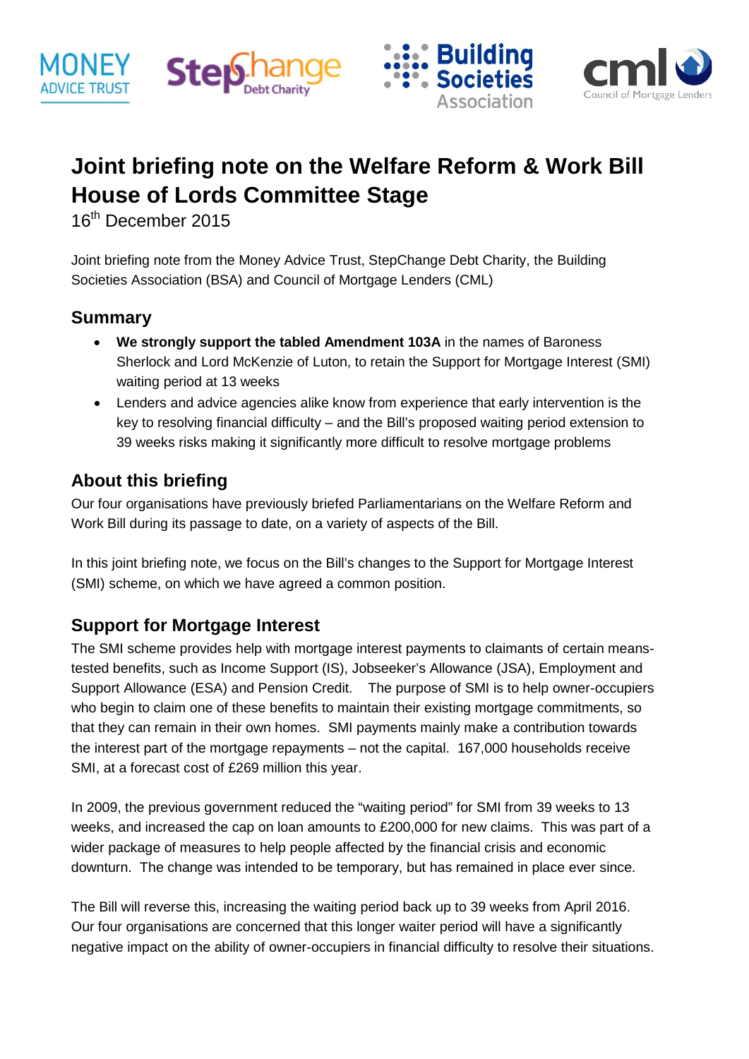# Joint briefing note on the Welfare Reform & Work Bill House of Lords Committee Stage

16th December 2015

Joint briefing note from the Money Advice Trust, StepChange Debt Charity, the Building Societies Association (BSA) and Council of Mortgage Lenders (CML)

## Summary

- **We strongly support the tabled Amendment 103A** in the names of Baroness Sherlock and Lord McKenzie of Luton, to retain the Support for Mortgage Interest (SMI) waiting period at 13 weeks
- Lenders and advice agencies alike know from experience that early intervention is the key to resolving financial difficulty – and the Bill's proposed waiting period extension to 39 weeks risks making it significantly more difficult to resolve mortgage problems

## About this briefing

Our four organisations have previously briefed Parliamentarians on the Welfare Reform and Work Bill during its passage to date, on a variety of aspects of the Bill.

In this joint briefing note, we focus on the Bill's changes to the Support for Mortgage Interest (SMI) scheme, on which we have agreed a common position.

## Support for Mortgage Interest

The SMI scheme provides help with mortgage interest payments to claimants of certain means-tested benefits, such as Income Support (IS), Jobseeker's Allowance (JSA), Employment and Support Allowance (ESA) and Pension Credit. The purpose of SMI is to help owner-occupiers who begin to claim one of these benefits to maintain their existing mortgage commitments, so that they can remain in their own homes. SMI payments mainly make a contribution towards the interest part of the mortgage repayments – not the capital. 167,000 households receive SMI, at a forecast cost of £269 million this year.

In 2009, the previous government reduced the "waiting period" for SMI from 39 weeks to 13 weeks, and increased the cap on loan amounts to £200,000 for new claims. This was part of a wider package of measures to help people affected by the financial crisis and economic downturn. The change was intended to be temporary, but has remained in place ever since.

The Bill will reverse this, increasing the waiting period back up to 39 weeks from April 2016. Our four organisations are concerned that this longer waiter period will have a significantly negative impact on the ability of owner-occupiers in financial difficulty to resolve their situations.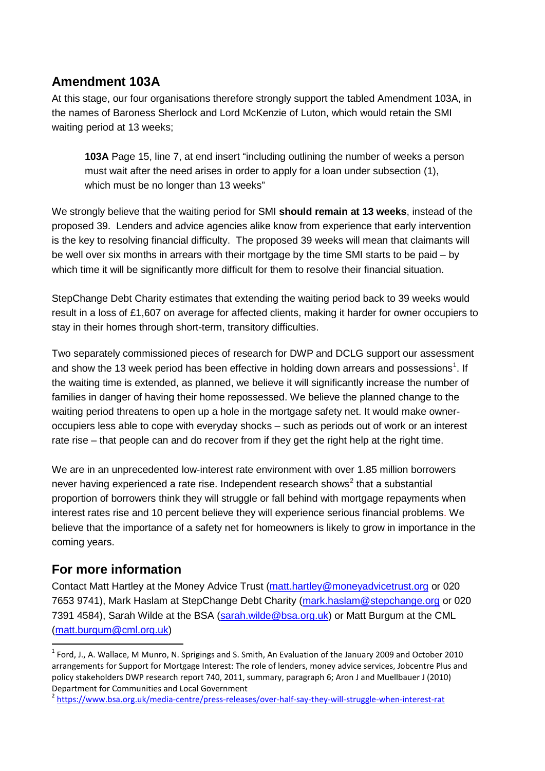## Amendment 103A

At this stage, our four organisations therefore strongly support the tabled Amendment 103A, in the names of Baroness Sherlock and Lord McKenzie of Luton, which would retain the SMI waiting period at 13 weeks;

> **103A** Page 15, line 7, at end insert "including outlining the number of weeks a person must wait after the need arises in order to apply for a loan under subsection (1), which must be no longer than 13 weeks"

We strongly believe that the waiting period for SMI **should remain at 13 weeks**, instead of the proposed 39. Lenders and advice agencies alike know from experience that early intervention is the key to resolving financial difficulty. The proposed 39 weeks will mean that claimants will be well over six months in arrears with their mortgage by the time SMI starts to be paid – by which time it will be significantly more difficult for them to resolve their financial situation.

StepChange Debt Charity estimates that extending the waiting period back to 39 weeks would result in a loss of £1,607 on average for affected clients, making it harder for owner occupiers to stay in their homes through short-term, transitory difficulties.

Two separately commissioned pieces of research for DWP and DCLG support our assessment and show the 13 week period has been effective in holding down arrears and possessions[1]. If the waiting time is extended, as planned, we believe it will significantly increase the number of families in danger of having their home repossessed. We believe the planned change to the waiting period threatens to open up a hole in the mortgage safety net. It would make owner-occupiers less able to cope with everyday shocks – such as periods out of work or an interest rate rise – that people can and do recover from if they get the right help at the right time.

We are in an unprecedented low-interest rate environment with over 1.85 million borrowers never having experienced a rate rise. Independent research shows[2] that a substantial proportion of borrowers think they will struggle or fall behind with mortgage repayments when interest rates rise and 10 percent believe they will experience serious financial problems. We believe that the importance of a safety net for homeowners is likely to grow in importance in the coming years.

## For more information

Contact Matt Hartley at the Money Advice Trust (matt.hartley@moneyadvicetrust.org or 020 7653 9741), Mark Haslam at StepChange Debt Charity (mark.haslam@stepchange.org or 020 7391 4584), Sarah Wilde at the BSA (sarah.wilde@bsa.org.uk) or Matt Burgum at the CML (matt.burgum@cml.org.uk)

---

[1] Ford, J., A. Wallace, M Munro, N. Sprigings and S. Smith, An Evaluation of the January 2009 and October 2010 arrangements for Support for Mortgage Interest: The role of lenders, money advice services, Jobcentre Plus and policy stakeholders DWP research report 740, 2011, summary, paragraph 6; Aron J and Muellbauer J (2010) Department for Communities and Local Government

[2] https://www.bsa.org.uk/media-centre/press-releases/over-half-say-they-will-struggle-when-interest-rat